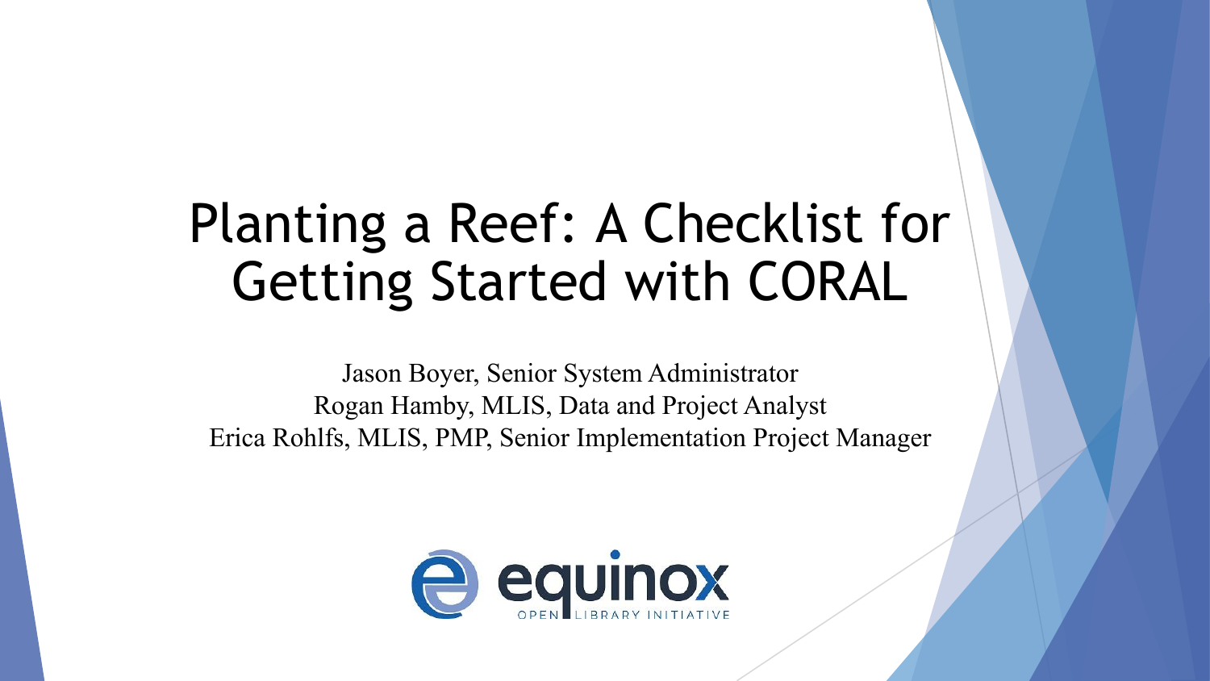# Planting a Reef: A Checklist for Getting Started with CORAL

Jason Boyer, Senior System Administrator
Rogan Hamby, MLIS, Data and Project Analyst
Erica Rohlfs, MLIS, PMP, Senior Implementation Project Manager

equinox
OPEN LIBRARY INITIATIVE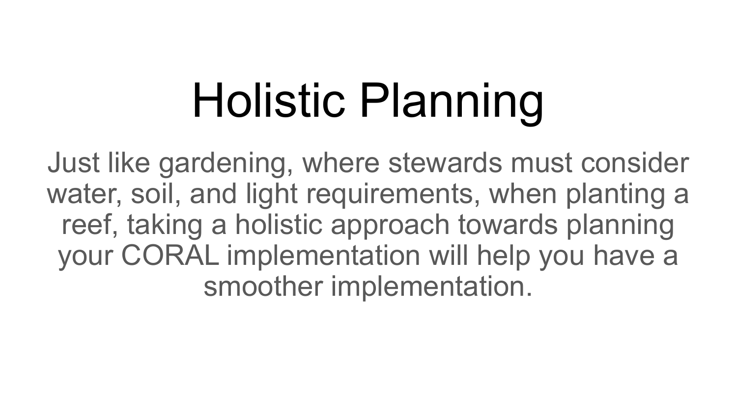# Holistic Planning

Just like gardening, where stewards must consider water, soil, and light requirements, when planting a reef, taking a holistic approach towards planning your CORAL implementation will help you have a smoother implementation.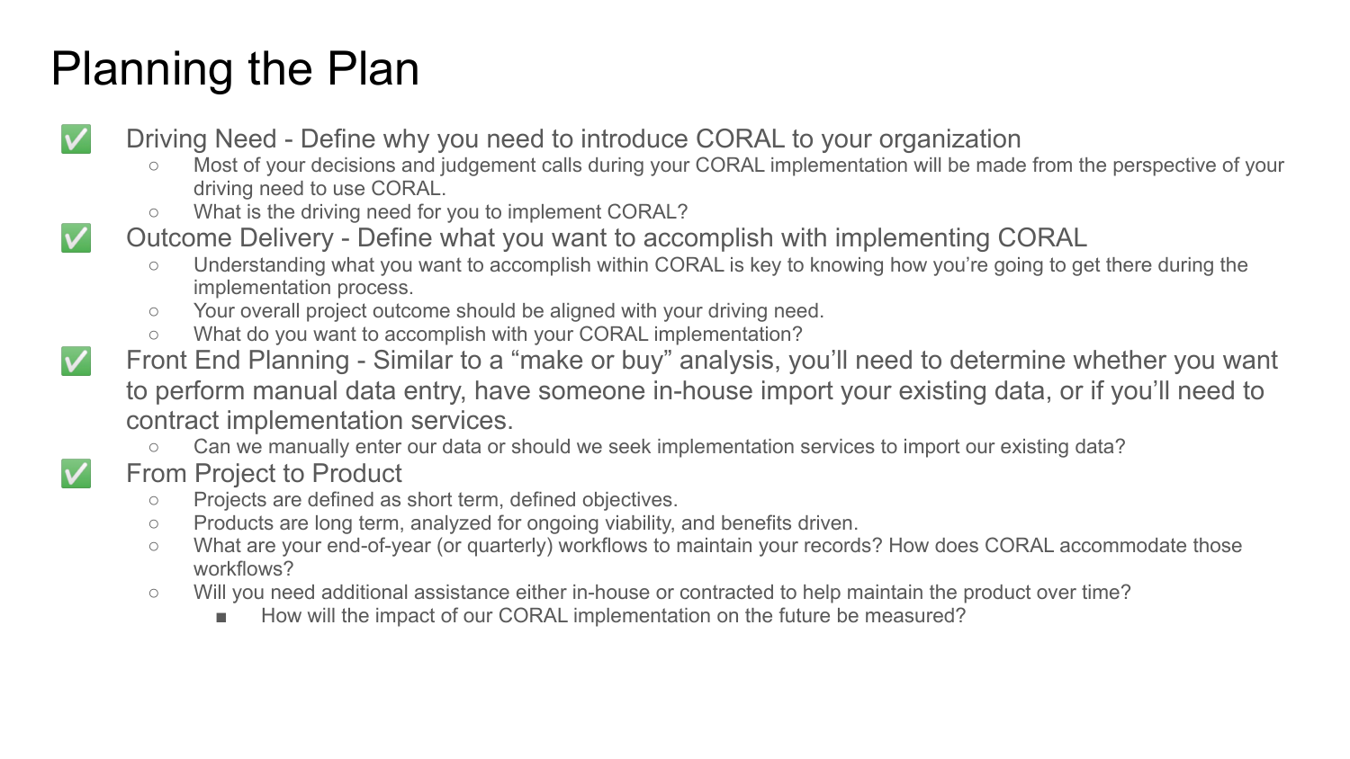# Planning the Plan

- ✅ Driving Need - Define why you need to introduce CORAL to your organization
  - Most of your decisions and judgement calls during your CORAL implementation will be made from the perspective of your driving need to use CORAL.
  - What is the driving need for you to implement CORAL?
- ✅ Outcome Delivery - Define what you want to accomplish with implementing CORAL
  - Understanding what you want to accomplish within CORAL is key to knowing how you're going to get there during the implementation process.
  - Your overall project outcome should be aligned with your driving need.
  - What do you want to accomplish with your CORAL implementation?
- ✅ Front End Planning - Similar to a "make or buy" analysis, you'll need to determine whether you want to perform manual data entry, have someone in-house import your existing data, or if you'll need to contract implementation services.
  - Can we manually enter our data or should we seek implementation services to import our existing data?
- ✅ From Project to Product
  - Projects are defined as short term, defined objectives.
  - Products are long term, analyzed for ongoing viability, and benefits driven.
  - What are your end-of-year (or quarterly) workflows to maintain your records? How does CORAL accommodate those workflows?
  - Will you need additional assistance either in-house or contracted to help maintain the product over time?
    - How will the impact of our CORAL implementation on the future be measured?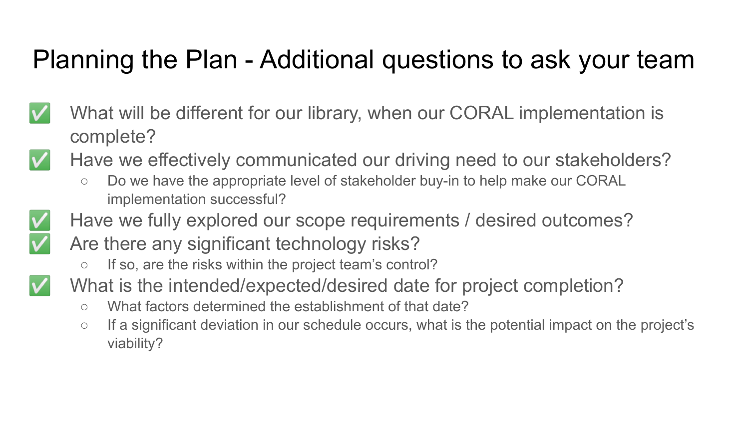# Planning the Plan - Additional questions to ask your team

- ✅ What will be different for our library, when our CORAL implementation is complete?
- ✅ Have we effectively communicated our driving need to our stakeholders?
  - Do we have the appropriate level of stakeholder buy-in to help make our CORAL implementation successful?
- ✅ Have we fully explored our scope requirements / desired outcomes?
- ✅ Are there any significant technology risks?
  - If so, are the risks within the project team's control?
- ✅ What is the intended/expected/desired date for project completion?
  - What factors determined the establishment of that date?
  - If a significant deviation in our schedule occurs, what is the potential impact on the project's viability?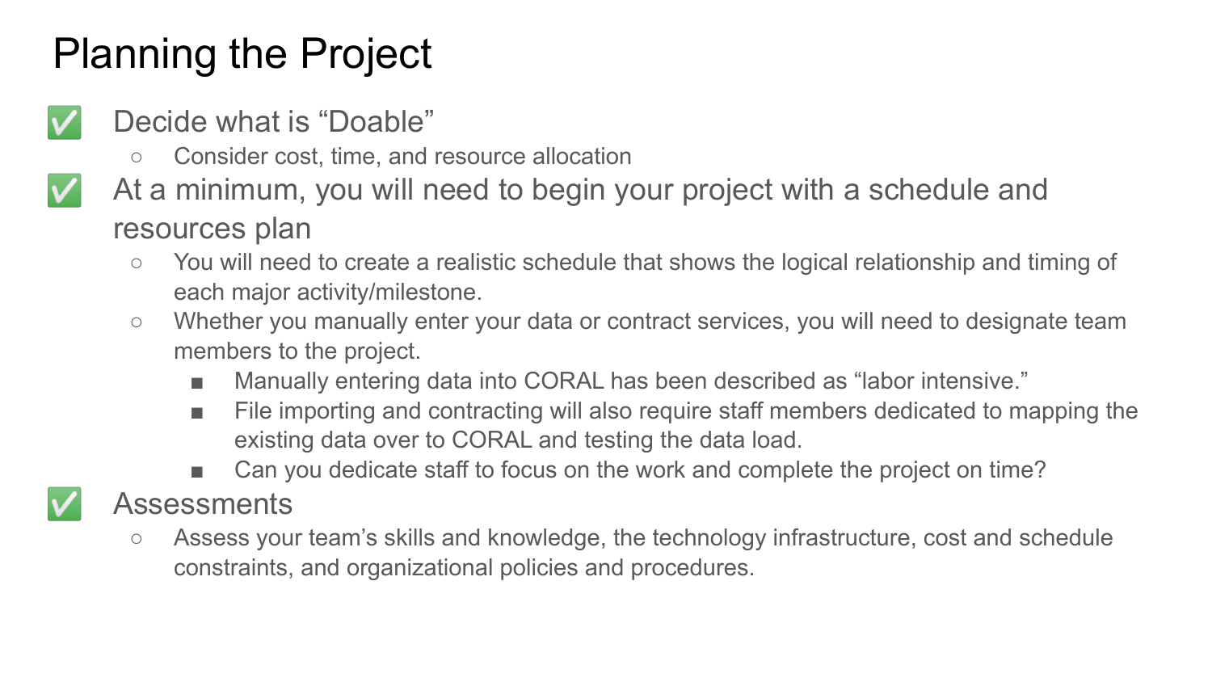# Planning the Project

- ✅ Decide what is “Doable”
  - Consider cost, time, and resource allocation
- ✅ At a minimum, you will need to begin your project with a schedule and resources plan
  - You will need to create a realistic schedule that shows the logical relationship and timing of each major activity/milestone.
  - Whether you manually enter your data or contract services, you will need to designate team members to the project.
    - Manually entering data into CORAL has been described as “labor intensive.”
    - File importing and contracting will also require staff members dedicated to mapping the existing data over to CORAL and testing the data load.
    - Can you dedicate staff to focus on the work and complete the project on time?
- ✅ Assessments
  - Assess your team’s skills and knowledge, the technology infrastructure, cost and schedule constraints, and organizational policies and procedures.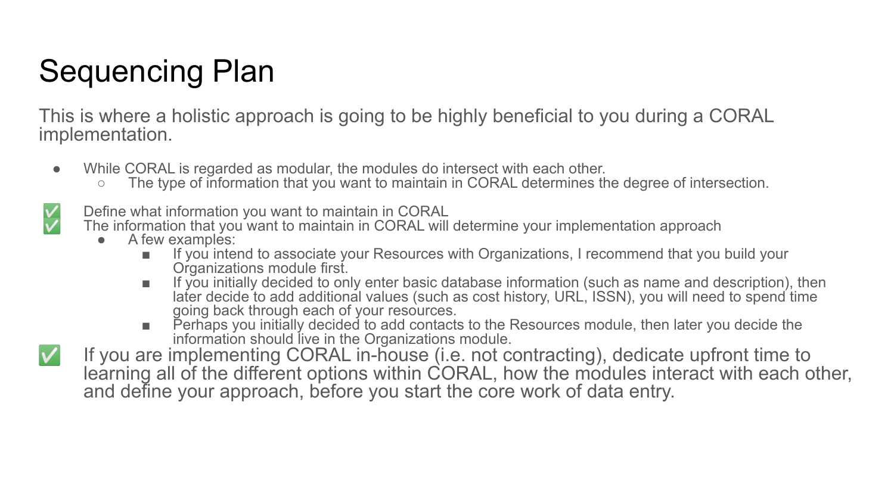# Sequencing Plan

This is where a holistic approach is going to be highly beneficial to you during a CORAL implementation.

- While CORAL is regarded as modular, the modules do intersect with each other.
  - The type of information that you want to maintain in CORAL determines the degree of intersection.

✅ Define what information you want to maintain in CORAL

✅ The information that you want to maintain in CORAL will determine your implementation approach

- A few examples:
  - If you intend to associate your Resources with Organizations, I recommend that you build your Organizations module first.
  - If you initially decided to only enter basic database information (such as name and description), then later decide to add additional values (such as cost history, URL, ISSN), you will need to spend time going back through each of your resources.
  - Perhaps you initially decided to add contacts to the Resources module, then later you decide the information should live in the Organizations module.

✅ If you are implementing CORAL in-house (i.e. not contracting), dedicate upfront time to learning all of the different options within CORAL, how the modules interact with each other, and define your approach, before you start the core work of data entry.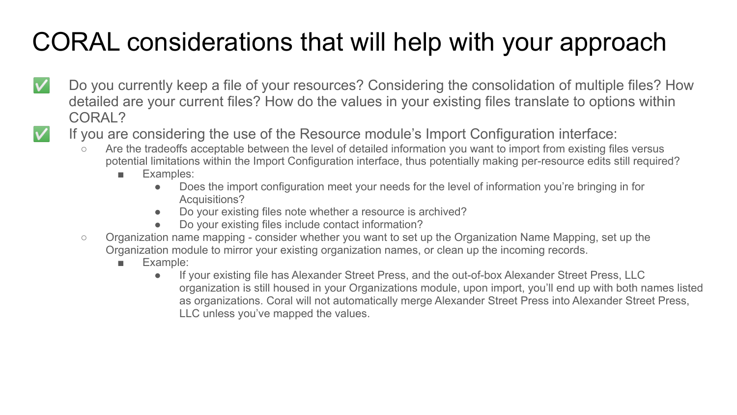# CORAL considerations that will help with your approach

- ✅ Do you currently keep a file of your resources? Considering the consolidation of multiple files? How detailed are your current files? How do the values in your existing files translate to options within CORAL?
- ✅ If you are considering the use of the Resource module's Import Configuration interface:
  - Are the tradeoffs acceptable between the level of detailed information you want to import from existing files versus potential limitations within the Import Configuration interface, thus potentially making per-resource edits still required?
    - Examples:
      - Does the import configuration meet your needs for the level of information you're bringing in for Acquisitions?
      - Do your existing files note whether a resource is archived?
      - Do your existing files include contact information?
  - Organization name mapping - consider whether you want to set up the Organization Name Mapping, set up the Organization module to mirror your existing organization names, or clean up the incoming records.
    - Example:
      - If your existing file has Alexander Street Press, and the out-of-box Alexander Street Press, LLC organization is still housed in your Organizations module, upon import, you'll end up with both names listed as organizations. Coral will not automatically merge Alexander Street Press into Alexander Street Press, LLC unless you've mapped the values.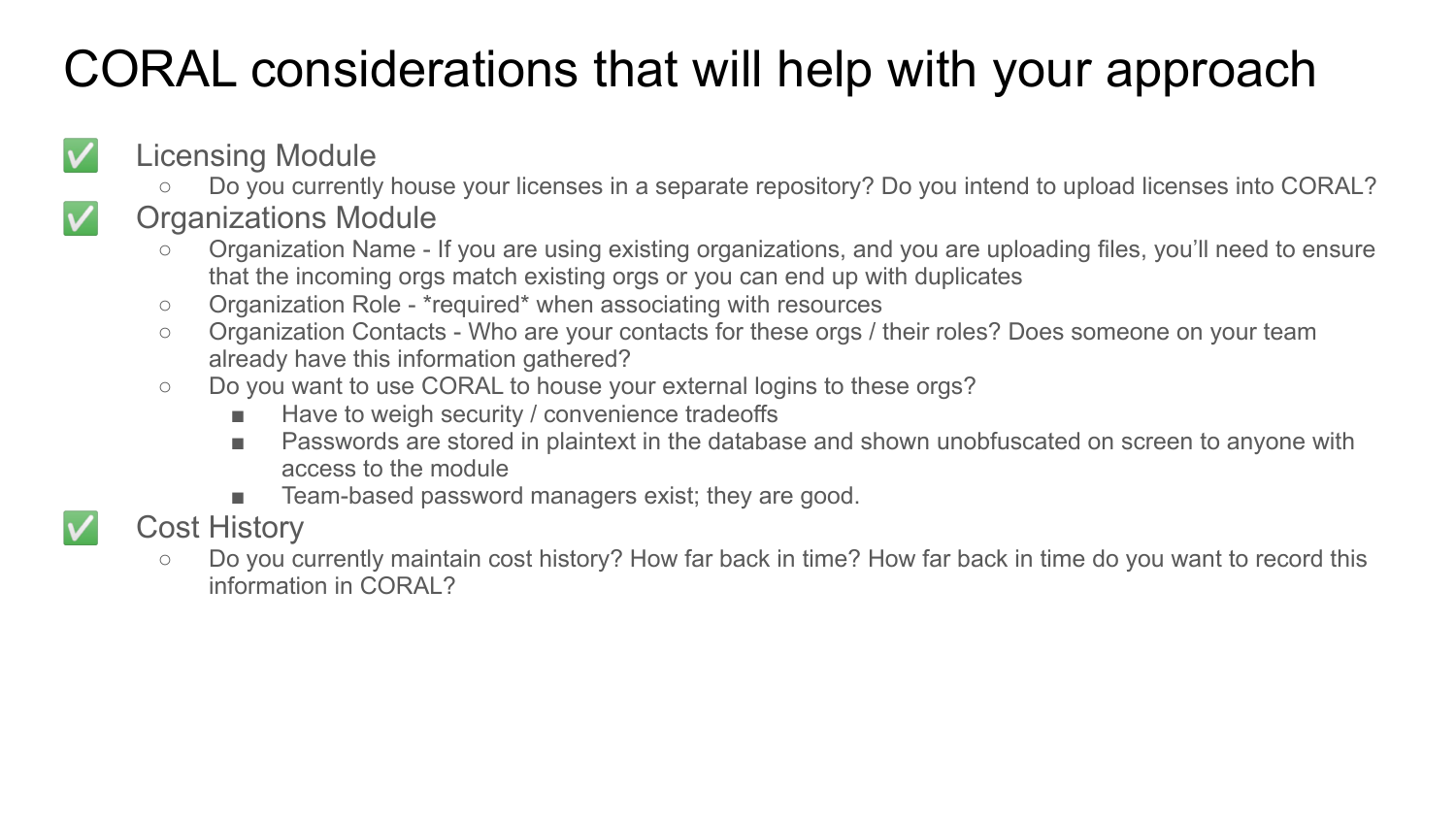# CORAL considerations that will help with your approach

- ✅ Licensing Module
  - Do you currently house your licenses in a separate repository? Do you intend to upload licenses into CORAL?
- ✅ Organizations Module
  - Organization Name - If you are using existing organizations, and you are uploading files, you'll need to ensure that the incoming orgs match existing orgs or you can end up with duplicates
  - Organization Role - *required* when associating with resources
  - Organization Contacts - Who are your contacts for these orgs / their roles? Does someone on your team already have this information gathered?
  - Do you want to use CORAL to house your external logins to these orgs?
    - Have to weigh security / convenience tradeoffs
    - Passwords are stored in plaintext in the database and shown unobfuscated on screen to anyone with access to the module
    - Team-based password managers exist; they are good.
- ✅ Cost History
  - Do you currently maintain cost history? How far back in time? How far back in time do you want to record this information in CORAL?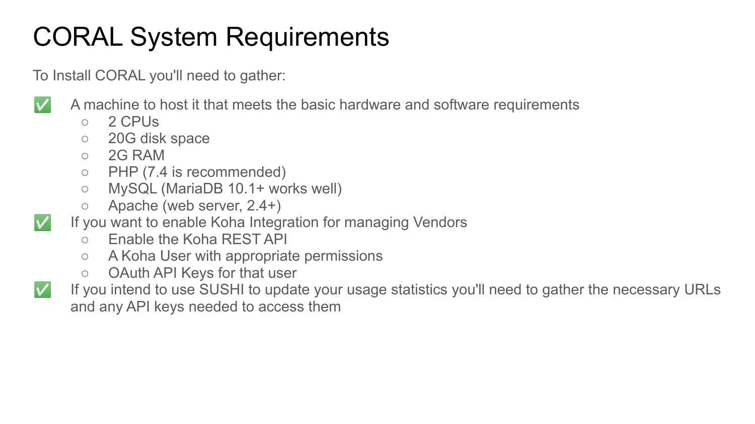# CORAL System Requirements

To Install CORAL you'll need to gather:

- ✅ A machine to host it that meets the basic hardware and software requirements
  - 2 CPUs
  - 20G disk space
  - 2G RAM
  - PHP (7.4 is recommended)
  - MySQL (MariaDB 10.1+ works well)
  - Apache (web server, 2.4+)
- ✅ If you want to enable Koha Integration for managing Vendors
  - Enable the Koha REST API
  - A Koha User with appropriate permissions
  - OAuth API Keys for that user
- ✅ If you intend to use SUSHI to update your usage statistics you'll need to gather the necessary URLs and any API keys needed to access them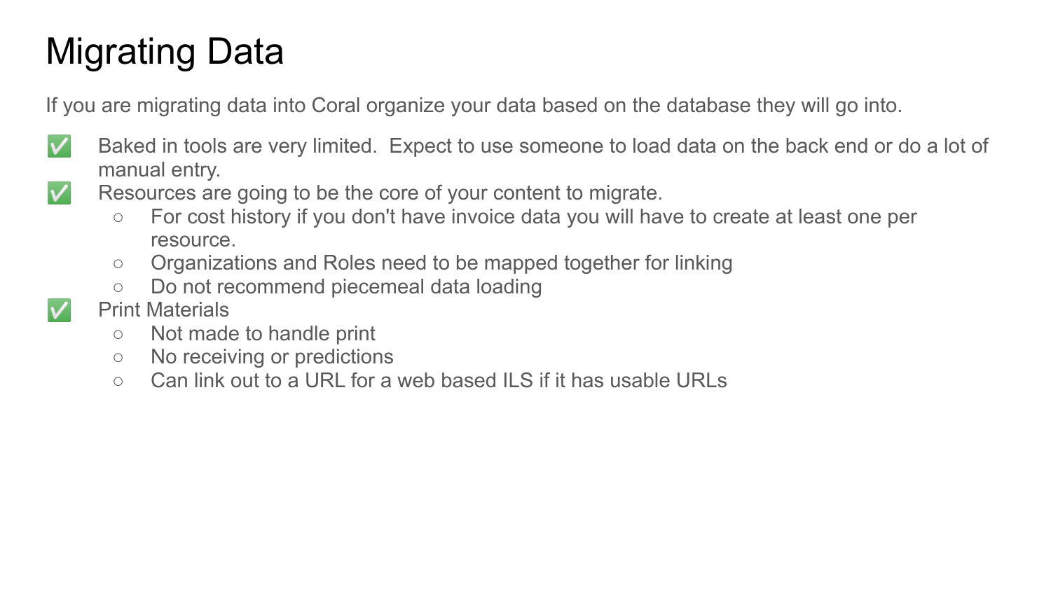# Migrating Data

If you are migrating data into Coral organize your data based on the database they will go into.

- ✅ Baked in tools are very limited.  Expect to use someone to load data on the back end or do a lot of manual entry.
- ✅ Resources are going to be the core of your content to migrate.
  - For cost history if you don't have invoice data you will have to create at least one per resource.
  - Organizations and Roles need to be mapped together for linking
  - Do not recommend piecemeal data loading
- ✅ Print Materials
  - Not made to handle print
  - No receiving or predictions
  - Can link out to a URL for a web based ILS if it has usable URLs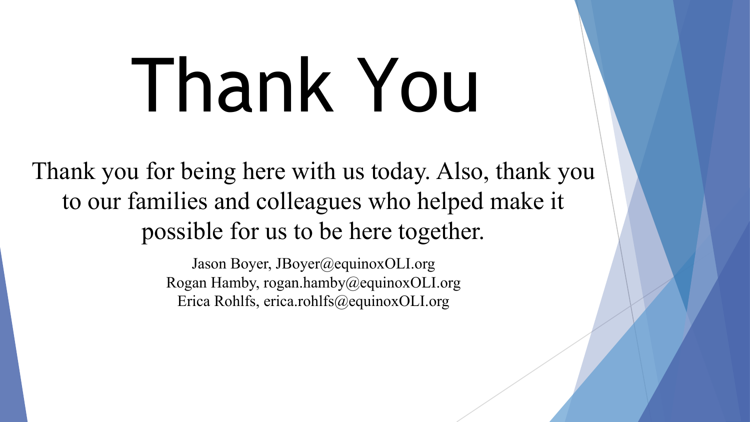# Thank You

Thank you for being here with us today. Also, thank you to our families and colleagues who helped make it possible for us to be here together.

Jason Boyer, JBoyer@equinoxOLI.org
Rogan Hamby, rogan.hamby@equinoxOLI.org
Erica Rohlfs, erica.rohlfs@equinoxOLI.org